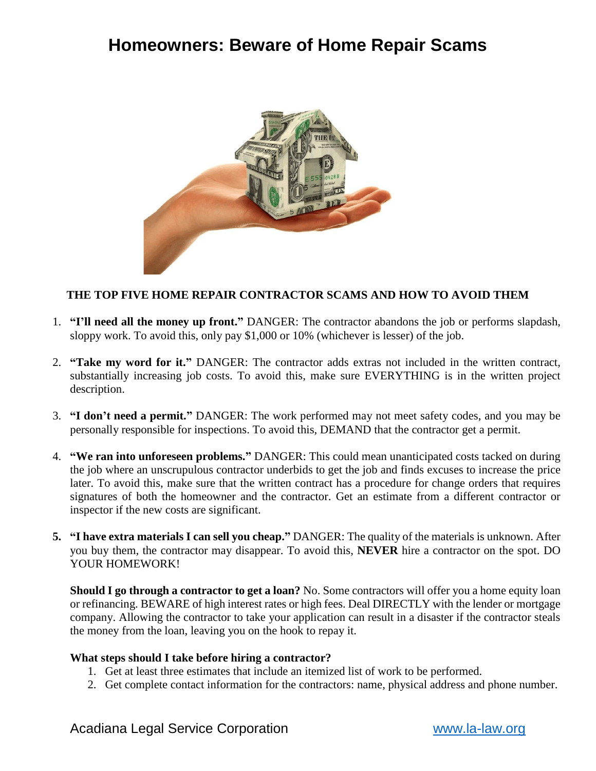# Homeowners: Beware of Home Repair Scams

## THE TOP FIVE HOME REPAIR CONTRACTOR SCAMS AND HOW TO AVOID THEM

1. **"I'll need all the money up front."** DANGER: The contractor abandons the job or performs slapdash, sloppy work. To avoid this, only pay $1,000 or 10% (whichever is lesser) of the job.

2. **"Take my word for it."** DANGER: The contractor adds extras not included in the written contract, substantially increasing job costs. To avoid this, make sure EVERYTHING is in the written project description.

3. **"I don't need a permit."** DANGER: The work performed may not meet safety codes, and you may be personally responsible for inspections. To avoid this, DEMAND that the contractor get a permit.

4. **"We ran into unforeseen problems."** DANGER: This could mean unanticipated costs tacked on during the job where an unscrupulous contractor underbids to get the job and finds excuses to increase the price later. To avoid this, make sure that the written contract has a procedure for change orders that requires signatures of both the homeowner and the contractor. Get an estimate from a different contractor or inspector if the new costs are significant.

5. **"I have extra materials I can sell you cheap."** DANGER: The quality of the materials is unknown. After you buy them, the contractor may disappear. To avoid this, **NEVER** hire a contractor on the spot. DO YOUR HOMEWORK!

**Should I go through a contractor to get a loan?** No. Some contractors will offer you a home equity loan or refinancing. BEWARE of high interest rates or high fees. Deal DIRECTLY with the lender or mortgage company. Allowing the contractor to take your application can result in a disaster if the contractor steals the money from the loan, leaving you on the hook to repay it.

**What steps should I take before hiring a contractor?**

1. Get at least three estimates that include an itemized list of work to be performed.
2. Get complete contact information for the contractors: name, physical address and phone number.

Acadiana Legal Service Corporation [www.la-law.org](www.la-law.org)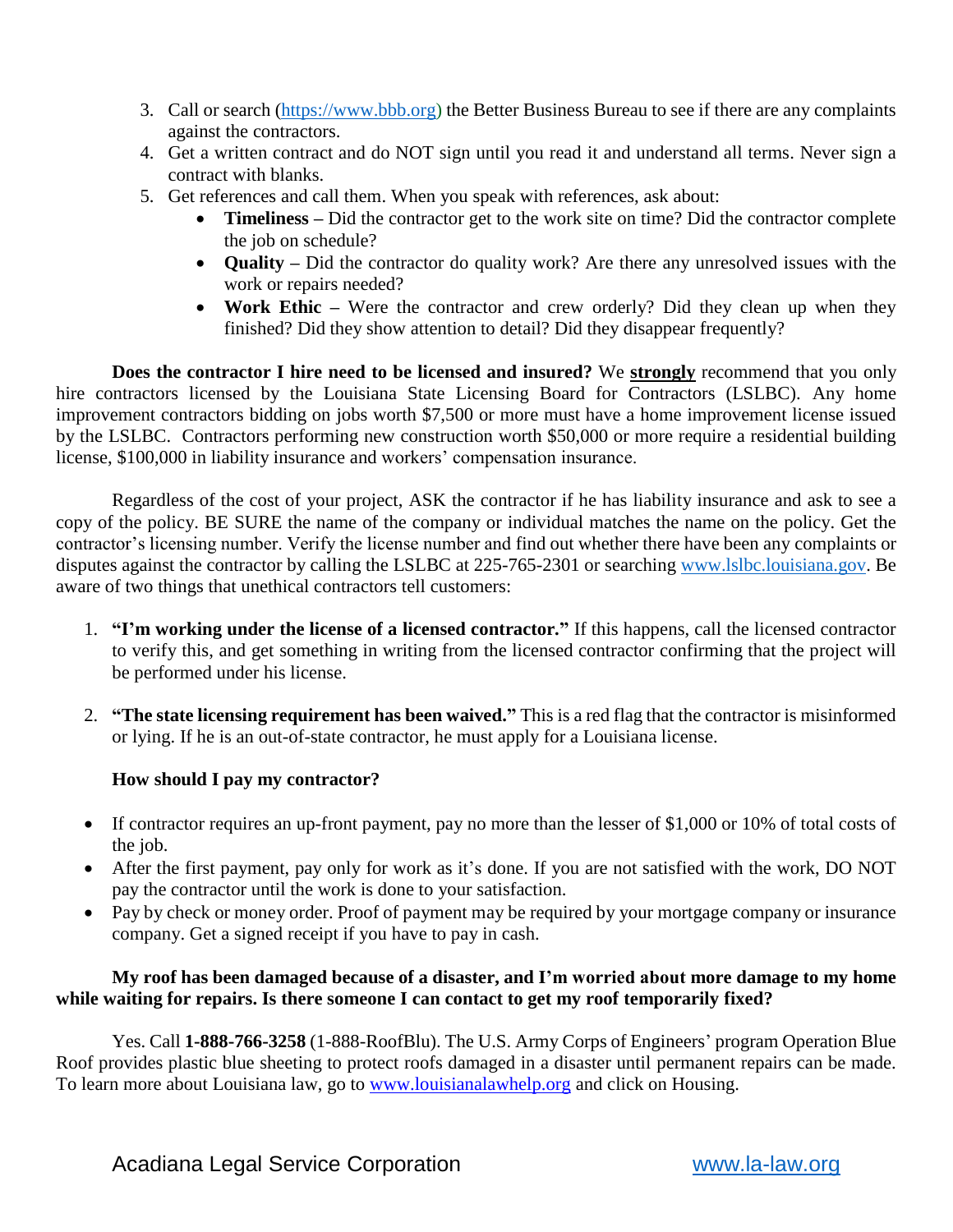3. Call or search (https://www.bbb.org) the Better Business Bureau to see if there are any complaints against the contractors.
4. Get a written contract and do NOT sign until you read it and understand all terms. Never sign a contract with blanks.
5. Get references and call them. When you speak with references, ask about:
   - **Timeliness –** Did the contractor get to the work site on time? Did the contractor complete the job on schedule?
   - **Quality –** Did the contractor do quality work? Are there any unresolved issues with the work or repairs needed?
   - **Work Ethic –** Were the contractor and crew orderly? Did they clean up when they finished? Did they show attention to detail? Did they disappear frequently?

**Does the contractor I hire need to be licensed and insured?** We **strongly** recommend that you only hire contractors licensed by the Louisiana State Licensing Board for Contractors (LSLBC). Any home improvement contractors bidding on jobs worth $7,500 or more must have a home improvement license issued by the LSLBC. Contractors performing new construction worth $50,000 or more require a residential building license, $100,000 in liability insurance and workers' compensation insurance.

Regardless of the cost of your project, ASK the contractor if he has liability insurance and ask to see a copy of the policy. BE SURE the name of the company or individual matches the name on the policy. Get the contractor's licensing number. Verify the license number and find out whether there have been any complaints or disputes against the contractor by calling the LSLBC at 225-765-2301 or searching www.lslbc.louisiana.gov. Be aware of two things that unethical contractors tell customers:

1. **"I'm working under the license of a licensed contractor."** If this happens, call the licensed contractor to verify this, and get something in writing from the licensed contractor confirming that the project will be performed under his license.

2. **"The state licensing requirement has been waived."** This is a red flag that the contractor is misinformed or lying. If he is an out-of-state contractor, he must apply for a Louisiana license.

**How should I pay my contractor?**

- If contractor requires an up-front payment, pay no more than the lesser of $1,000 or 10% of total costs of the job.
- After the first payment, pay only for work as it's done. If you are not satisfied with the work, DO NOT pay the contractor until the work is done to your satisfaction.
- Pay by check or money order. Proof of payment may be required by your mortgage company or insurance company. Get a signed receipt if you have to pay in cash.

**My roof has been damaged because of a disaster, and I'm worried about more damage to my home while waiting for repairs. Is there someone I can contact to get my roof temporarily fixed?**

Yes. Call **1-888-766-3258** (1-888-RoofBlu). The U.S. Army Corps of Engineers' program Operation Blue Roof provides plastic blue sheeting to protect roofs damaged in a disaster until permanent repairs can be made. To learn more about Louisiana law, go to www.louisianalawhelp.org and click on Housing.

Acadiana Legal Service Corporation www.la-law.org